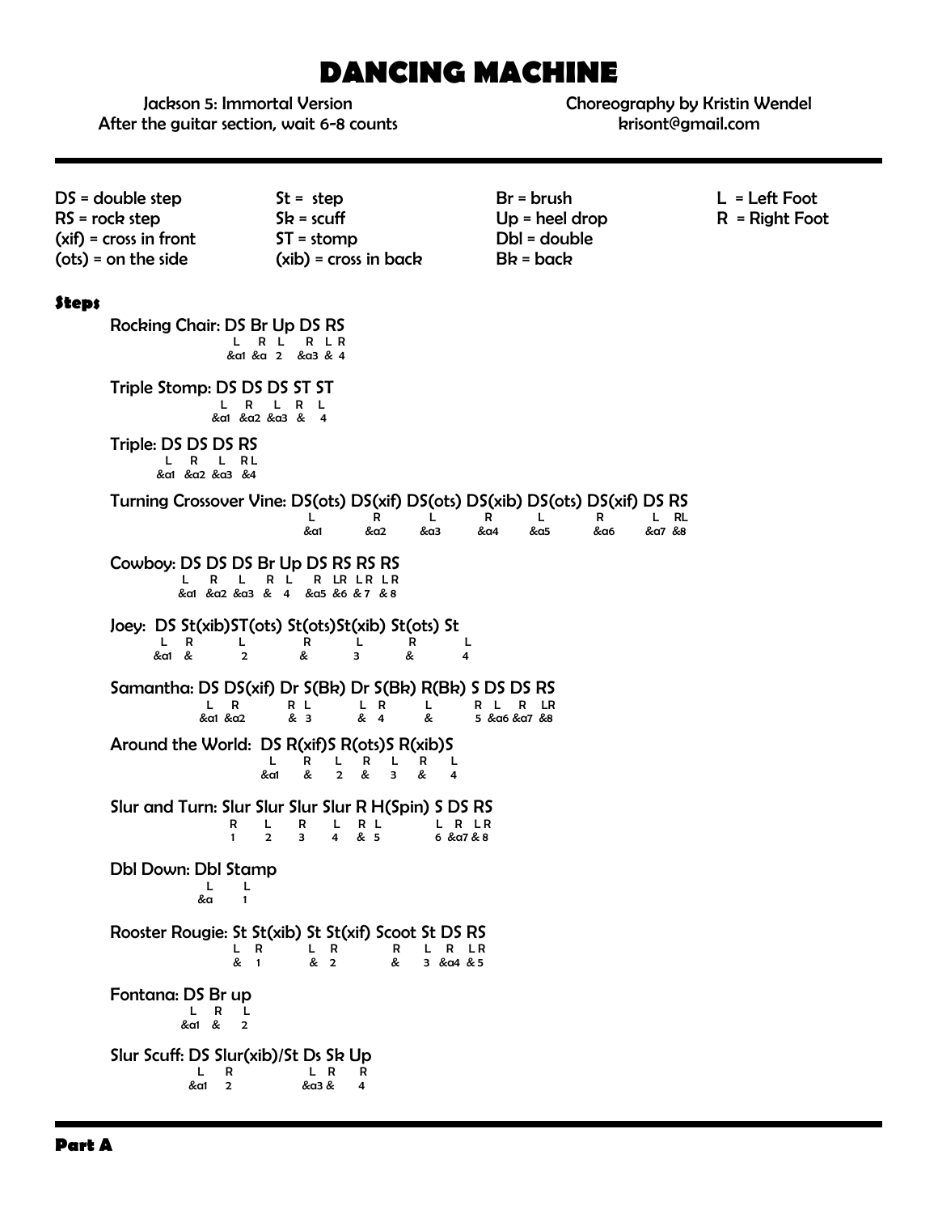# DANCING MACHINE

Jackson 5: Immortal Version
After the guitar section, wait 6-8 counts

Choreography by Kristin Wendel
krisont@gmail.com

---

| | | | |
|---|---|---|---|
| DS = double step | St = step | Br = brush | L = Left Foot |
| RS = rock step | Sk = scuff | Up = heel drop | R = Right Foot |
| (xif) = cross in front | ST = stomp | Dbl = double | |
| (ots) = on the side | (xib) = cross in back | Bk = back | |

### Steps

**Rocking Chair: DS Br Up DS RS**
```
L    R  L    R  L R
&a1  &a 2    &a3 & 4
```

**Triple Stomp: DS DS DS ST ST**
```
L    R    L    R  L
&a1  &a2  &a3  &  4
```

**Triple: DS DS DS RS**
```
L    R    L    RL
&a1  &a2  &a3  &4
```

**Turning Crossover Vine: DS(ots) DS(xif) DS(ots) DS(xib) DS(ots) DS(xif) DS RS**
```
L    R    L    R    L    R    L    RL
&a1  &a2  &a3  &a4  &a5  &a6  &a7  &8
```

**Cowboy: DS DS DS Br Up DS RS RS RS**
```
L    R    L    R  L  R    LR  LR  LR
&a1  &a2  &a3  &  4  &a5  &6  &7  &8
```

**Joey: DS St(xib)ST(ots) St(ots)St(xib) St(ots) St**
```
L    R  L  R  L  R  L
&a1  &  2  &  3  &  4
```

**Samantha: DS DS(xif) Dr S(Bk) Dr S(Bk) R(Bk) S DS DS RS**
```
L    R    R L   L R   L   R L   R    LR
&a1  &a2  & 3   & 4   &   5 &a6 &a7  &8
```

**Around the World: DS R(xif)S R(ots)S R(xib)S**
```
L    R  L  R  L  R  L
&a1  &  2  &  3  &  4
```

**Slur and Turn: Slur Slur Slur Slur R H(Spin) S DS RS**
```
R  L  R  L  R L   L  R    LR
1  2  3  4  & 5   6  &a7  &8
```

**Dbl Down: Dbl Stamp**
```
L   L
&a  1
```

**Rooster Rougie: St St(xib) St St(xif) Scoot St DS RS**
```
L  R   L  R   R   L  R    LR
&  1   &  2   &   3  &a4  &5
```

**Fontana: DS Br up**
```
L    R  L
&a1  &  2
```

**Slur Scuff: DS Slur(xib)/St Ds Sk Up**
```
L    R    L R   R
&a1  2    &a3 & 4
```

---

### Part A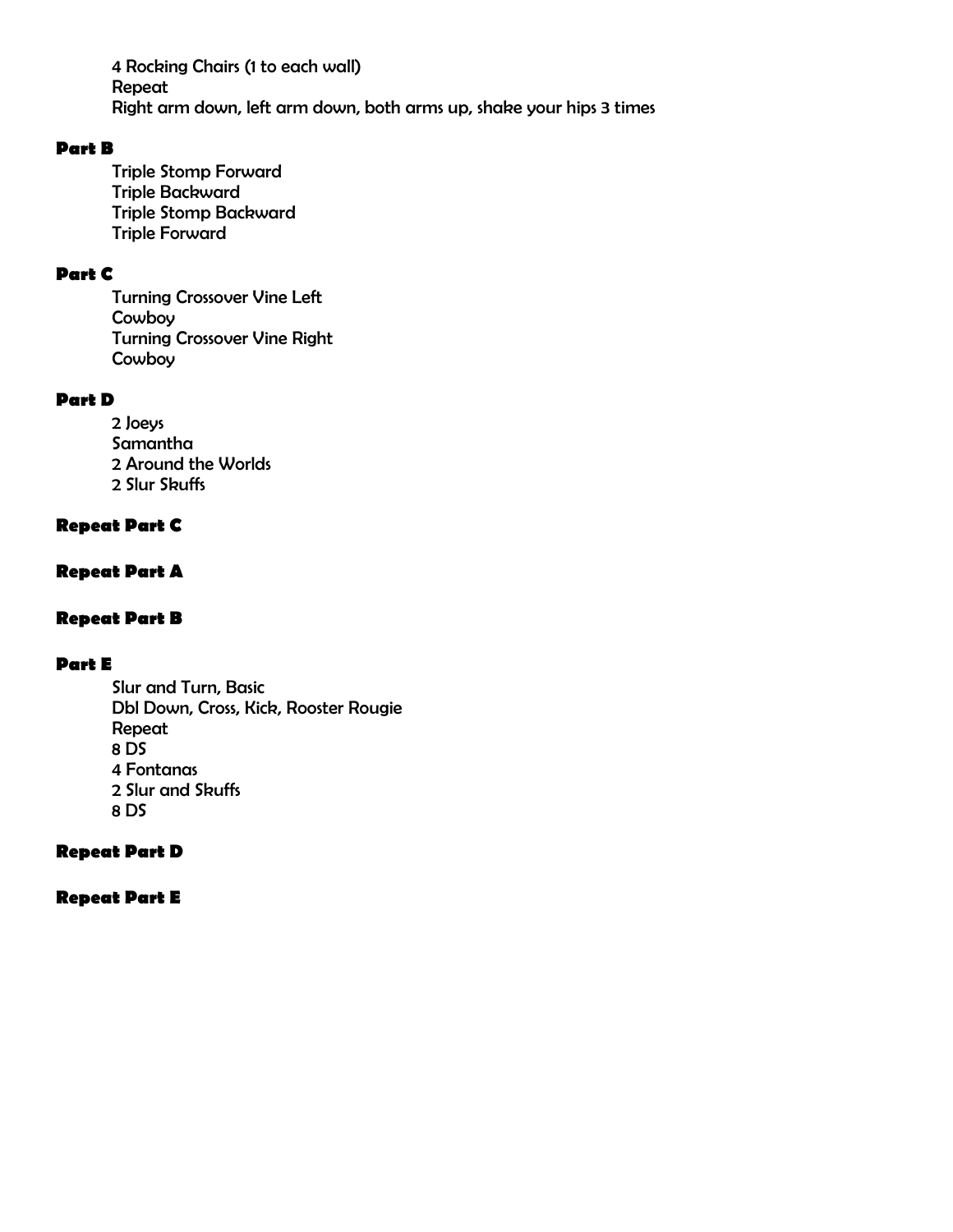4 Rocking Chairs (1 to each wall)
Repeat
Right arm down, left arm down, both arms up, shake your hips 3 times

**Part B**

Triple Stomp Forward
Triple Backward
Triple Stomp Backward
Triple Forward

**Part C**

Turning Crossover Vine Left
Cowboy
Turning Crossover Vine Right
Cowboy

**Part D**

2 Joeys
Samantha
2 Around the Worlds
2 Slur Skuffs

**Repeat Part C**

**Repeat Part A**

**Repeat Part B**

**Part E**

Slur and Turn, Basic
Dbl Down, Cross, Kick, Rooster Rougie
Repeat
8 DS
4 Fontanas
2 Slur and Skuffs
8 DS

**Repeat Part D**

**Repeat Part E**